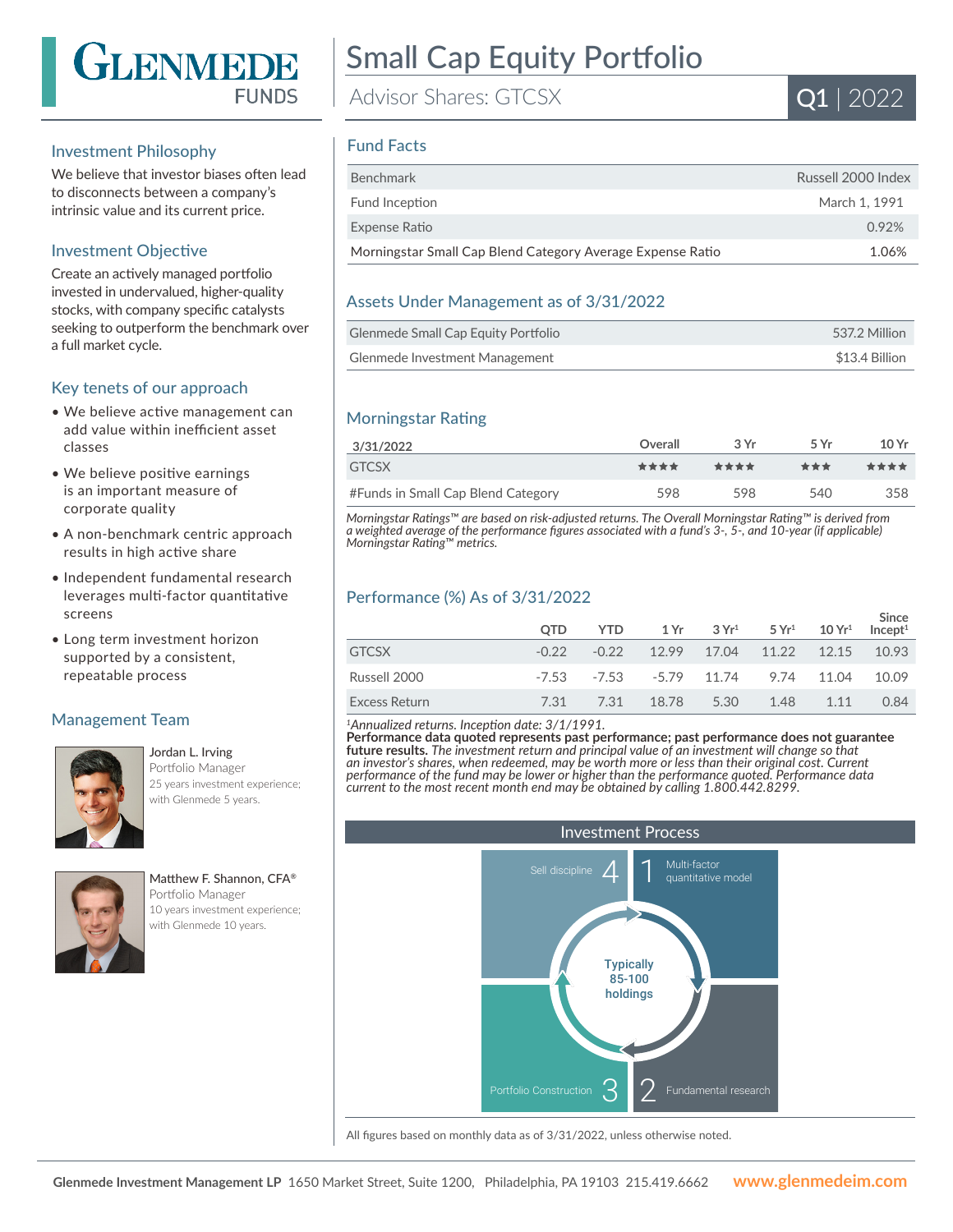# GLENMEDE FUNDS

# Small Cap Equity Portfolio

Advisor Shares: GTCSX

**Q1** | 2022

## Investment Philosophy

We believe that investor biases often lead to disconnects between a company's intrinsic value and its current price.

## Investment Objective

Create an actively managed portfolio invested in undervalued, higher-quality stocks, with company specific catalysts seeking to outperform the benchmark over a full market cycle.

## Key tenets of our approach

- We believe active management can add value within inefficient asset classes
- We believe positive earnings is an important measure of corporate quality
- A non-benchmark centric approach results in high active share
- Independent fundamental research leverages multi-factor quantitative screens
- Long term investment horizon supported by a consistent, repeatable process

## Management Team

Jordan L. Irving
Portfolio Manager
25 years investment experience; with Glenmede 5 years.

Matthew F. Shannon, CFA®
Portfolio Manager
10 years investment experience; with Glenmede 10 years.

## Fund Facts

| | |
|---|---|
| Benchmark | Russell 2000 Index |
| Fund Inception | March 1, 1991 |
| Expense Ratio | 0.92% |
| Morningstar Small Cap Blend Category Average Expense Ratio | 1.06% |

## Assets Under Management as of 3/31/2022

| | |
|---|---|
| Glenmede Small Cap Equity Portfolio | 537.2 Million |
| Glenmede Investment Management | $13.4 Billion |

## Morningstar Rating

| 3/31/2022 | Overall | 3 Yr | 5 Yr | 10 Yr |
|---|---|---|---|---|
| GTCSX | ★★★★ | ★★★★ | ★★★ | ★★★★ |
| #Funds in Small Cap Blend Category | 598 | 598 | 540 | 358 |

*Morningstar Ratings™ are based on risk-adjusted returns. The Overall Morningstar Rating™ is derived from a weighted average of the performance figures associated with a fund's 3-, 5-, and 10-year (if applicable) Morningstar Rating™ metrics.*

## Performance (%) As of 3/31/2022

| | QTD | YTD | 1 Yr | 3 Yr[1] | 5 Yr[1] | 10 Yr[1] | Since Incept[1] |
|---|---|---|---|---|---|---|---|
| GTCSX | -0.22 | -0.22 | 12.99 | 17.04 | 11.22 | 12.15 | 10.93 |
| Russell 2000 | -7.53 | -7.53 | -5.79 | 11.74 | 9.74 | 11.04 | 10.09 |
| Excess Return | 7.31 | 7.31 | 18.78 | 5.30 | 1.48 | 1.11 | 0.84 |

*[1]Annualized returns. Inception date: 3/1/1991.*
**Performance data quoted represents past performance; past performance does not guarantee future results.** *The investment return and principal value of an investment will change so that an investor's shares, when redeemed, may be worth more or less than their original cost. Current performance of the fund may be lower or higher than the performance quoted. Performance data current to the most recent month end may be obtained by calling 1.800.442.8299.*

## Investment Process

1. Multi-factor quantitative model
2. Fundamental research
3. Portfolio Construction
4. Sell discipline

Typically 85-100 holdings

All figures based on monthly data as of 3/31/2022, unless otherwise noted.

**Glenmede Investment Management LP** 1650 Market Street, Suite 1200, Philadelphia, PA 19103 215.419.6662 **www.glenmedeim.com**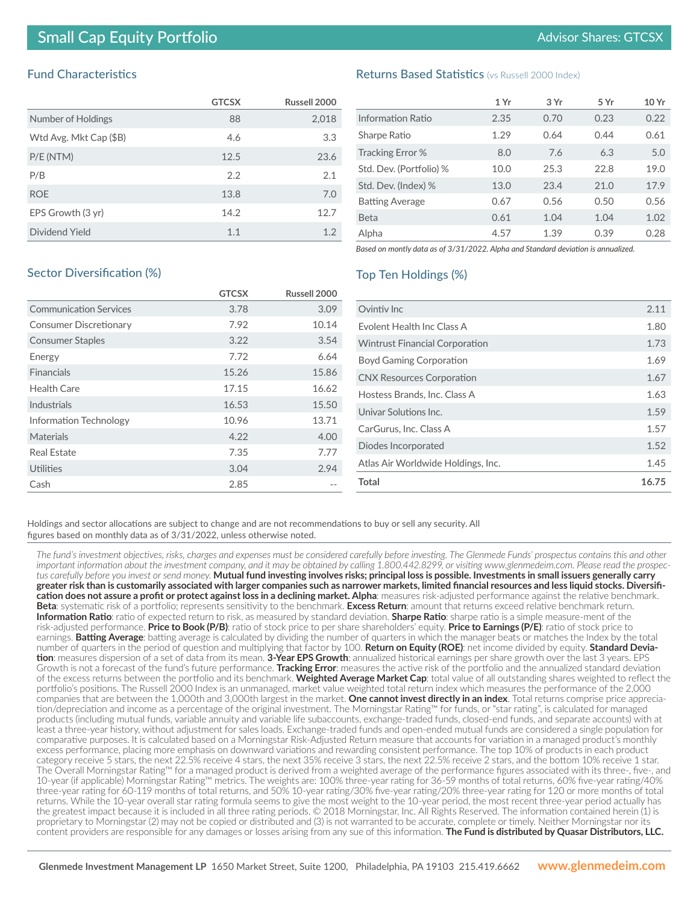# Small Cap Equity Portfolio

Advisor Shares: GTCSX

## Fund Characteristics

| | GTCSX | Russell 2000 |
|---|---|---|
| Number of Holdings | 88 | 2,018 |
| Wtd Avg. Mkt Cap ($B) | 4.6 | 3.3 |
| P/E (NTM) | 12.5 | 23.6 |
| P/B | 2.2 | 2.1 |
| ROE | 13.8 | 7.0 |
| EPS Growth (3 yr) | 14.2 | 12.7 |
| Dividend Yield | 1.1 | 1.2 |

## Returns Based Statistics (vs Russell 2000 Index)

| | 1 Yr | 3 Yr | 5 Yr | 10 Yr |
|---|---|---|---|---|
| Information Ratio | 2.35 | 0.70 | 0.23 | 0.22 |
| Sharpe Ratio | 1.29 | 0.64 | 0.44 | 0.61 |
| Tracking Error % | 8.0 | 7.6 | 6.3 | 5.0 |
| Std. Dev. (Portfolio) % | 10.0 | 25.3 | 22.8 | 19.0 |
| Std. Dev. (Index) % | 13.0 | 23.4 | 21.0 | 17.9 |
| Batting Average | 0.67 | 0.56 | 0.50 | 0.56 |
| Beta | 0.61 | 1.04 | 1.04 | 1.02 |
| Alpha | 4.57 | 1.39 | 0.39 | 0.28 |

*Based on montly data as of 3/31/2022. Alpha and Standard deviation is annualized.*

## Sector Diversification (%)

| | GTCSX | Russell 2000 |
|---|---|---|
| Communication Services | 3.78 | 3.09 |
| Consumer Discretionary | 7.92 | 10.14 |
| Consumer Staples | 3.22 | 3.54 |
| Energy | 7.72 | 6.64 |
| Financials | 15.26 | 15.86 |
| Health Care | 17.15 | 16.62 |
| Industrials | 16.53 | 15.50 |
| Information Technology | 10.96 | 13.71 |
| Materials | 4.22 | 4.00 |
| Real Estate | 7.35 | 7.77 |
| Utilities | 3.04 | 2.94 |
| Cash | 2.85 | -- |

## Top Ten Holdings (%)

| | |
|---|---|
| Ovintiv Inc | 2.11 |
| Evolent Health Inc Class A | 1.80 |
| Wintrust Financial Corporation | 1.73 |
| Boyd Gaming Corporation | 1.69 |
| CNX Resources Corporation | 1.67 |
| Hostess Brands, Inc. Class A | 1.63 |
| Univar Solutions Inc. | 1.59 |
| CarGurus, Inc. Class A | 1.57 |
| Diodes Incorporated | 1.52 |
| Atlas Air Worldwide Holdings, Inc. | 1.45 |
| **Total** | **16.75** |

Holdings and sector allocations are subject to change and are not recommendations to buy or sell any security. All figures based on monthly data as of 3/31/2022, unless otherwise noted.

*The fund's investment objectives, risks, charges and expenses must be considered carefully before investing. The Glenmede Funds' prospectus contains this and other important information about the investment company, and it may be obtained by calling 1.800.442.8299, or visiting www.glenmedeim.com. Please read the prospectus carefully before you invest or send money.* **Mutual fund investing involves risks; principal loss is possible. Investments in small issuers generally carry greater risk than is customarily associated with larger companies such as narrower markets, limited financial resources and less liquid stocks. Diversification does not assure a profit or protect against loss in a declining market. Alpha**: measures risk-adjusted performance against the relative benchmark. **Beta**: systematic risk of a portfolio; represents sensitivity to the benchmark. **Excess Return**: amount that returns exceed relative benchmark return. **Information Ratio**: ratio of expected return to risk, as measured by standard deviation. **Sharpe Ratio**: sharpe ratio is a simple measure-ment of the risk-adjusted performance. **Price to Book (P/B)**: ratio of stock price to per share shareholders' equity. **Price to Earnings (P/E)**: ratio of stock price to earnings. **Batting Average**: batting average is calculated by dividing the number of quarters in which the manager beats or matches the Index by the total number of quarters in the period of question and multiplying that factor by 100. **Return on Equity (ROE)**: net income divided by equity. **Standard Deviation**: measures dispersion of a set of data from its mean. **3-Year EPS Growth**: annualized historical earnings per share growth over the last 3 years. EPS Growth is not a forecast of the fund's future performance. **Tracking Error**: measures the active risk of the portfolio and the annualized standard deviation of the excess returns between the portfolio and its benchmark. **Weighted Average Market Cap**: total value of all outstanding shares weighted to reflect the portfolio's positions. The Russell 2000 Index is an unmanaged, market value weighted total return index which measures the performance of the 2,000 companies that are between the 1,000th and 3,000th largest in the market. **One cannot invest directly in an index**. Total returns comprise price appreciation/depreciation and income as a percentage of the original investment. The Morningstar Rating™ for funds, or "star rating", is calculated for managed products (including mutual funds, variable annuity and variable life subaccounts, exchange-traded funds, closed-end funds, and separate accounts) with at least a three-year history, without adjustment for sales loads. Exchange-traded funds and open-ended mutual funds are considered a single population for comparative purposes. It is calculated based on a Morningstar Risk-Adjusted Return measure that accounts for variation in a managed product's monthly excess performance, placing more emphasis on downward variations and rewarding consistent performance. The top 10% of products in each product category receive 5 stars, the next 22.5% receive 4 stars, the next 35% receive 3 stars, the next 22.5% receive 2 stars, and the bottom 10% receive 1 star. The Overall Morningstar Rating™ for a managed product is derived from a weighted average of the performance figures associated with its three-, five-, and 10-year (if applicable) Morningstar Rating™ metrics. The weights are: 100% three-year rating for 36-59 months of total returns, 60% five-year rating/40% three-year rating for 60-119 months of total returns, and 50% 10-year rating/30% five-year rating/20% three-year rating for 120 or more months of total returns. While the 10-year overall star rating formula seems to give the most weight to the 10-year period, the most recent three-year period actually has the greatest impact because it is included in all three rating periods. © 2018 Morningstar, Inc. All Rights Reserved. The information contained herein (1) is proprietary to Morningstar (2) may not be copied or distributed and (3) is not warranted to be accurate, complete or timely. Neither Morningstar nor its content providers are responsible for any damages or losses arising from any sue of this information. **The Fund is distributed by Quasar Distributors, LLC.**

**Glenmede Investment Management LP** 1650 Market Street, Suite 1200, Philadelphia, PA 19103 215.419.6662 **www.glenmedeim.com**